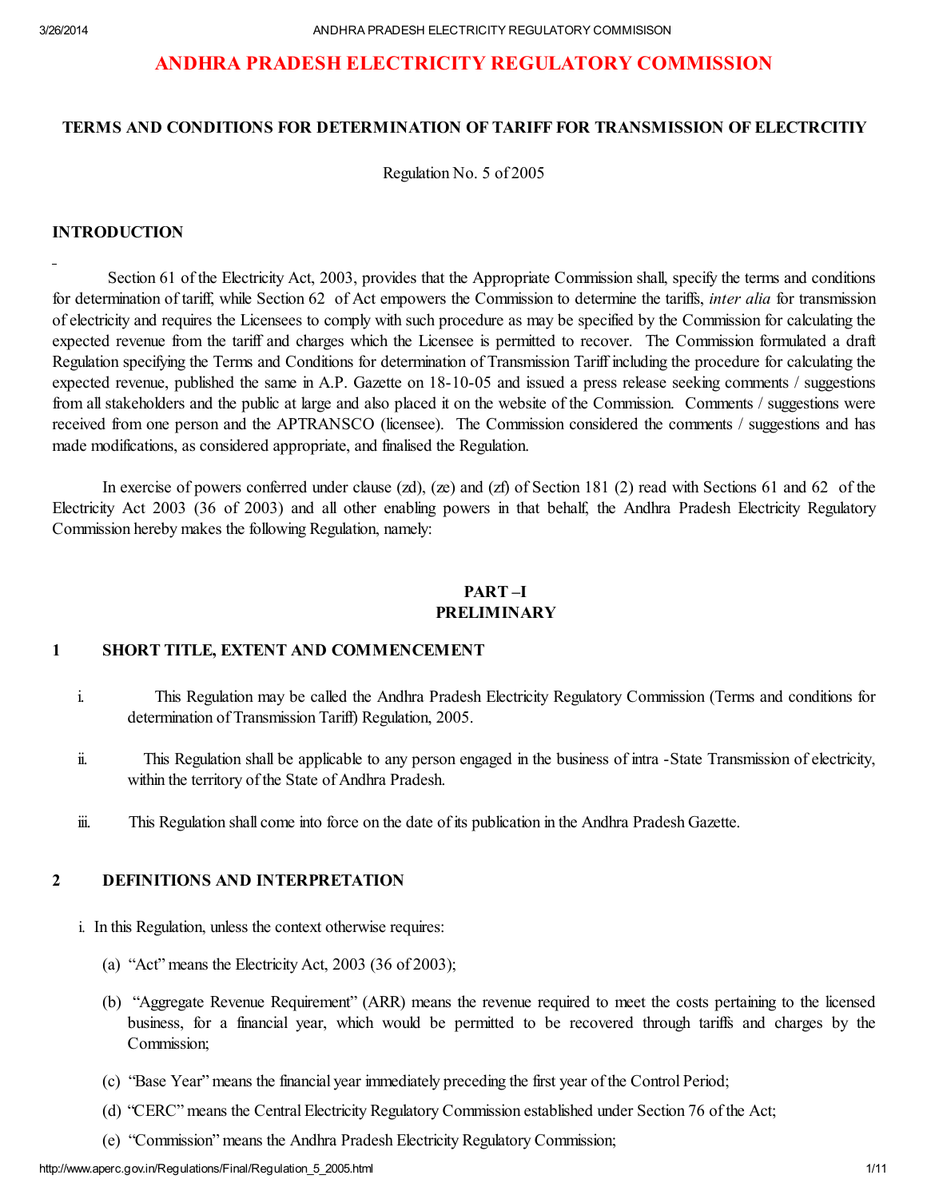# ANDHRA PRADESH ELECTRICITY REGULATORY COMMISSION

## TERMS AND CONDITIONS FOR DETERMINATION OF TARIFF FOR TRANSMISSION OF ELECTRCITIY

Regulation No. 5 of 2005

## INTRODUCTION

Section 61 of the Electricity Act, 2003, provides that the Appropriate Commission shall, specify the terms and conditions for determination of tariff, while Section 62 of Act empowers the Commission to determine the tariffs, *inter alia* for transmission of electricity and requires the Licensees to comply with such procedure as may be specified by the Commission for calculating the expected revenue from the tariff and charges which the Licensee is permitted to recover. The Commission formulated a draft Regulation specifying the Terms and Conditions for determination of Transmission Tariff including the procedure for calculating the expected revenue, published the same in A.P. Gazette on 18-10-05 and issued a press release seeking comments / suggestions from all stakeholders and the public at large and also placed it on the website of the Commission. Comments / suggestions were received from one person and the APTRANSCO (licensee). The Commission considered the comments / suggestions and has made modifications, as considered appropriate, and finalised the Regulation.

In exercise of powers conferred under clause (zd), (ze) and (zf) of Section 181 (2) read with Sections 61 and 62 of the Electricity Act 2003 (36 of 2003) and all other enabling powers in that behalf, the Andhra Pradesh Electricity Regulatory Commission hereby makes the following Regulation, namely:

## PART –I
## PRELIMINARY

### 1 SHORT TITLE, EXTENT AND COMMENCEMENT

i. This Regulation may be called the Andhra Pradesh Electricity Regulatory Commission (Terms and conditions for determination of Transmission Tariff) Regulation, 2005.

ii. This Regulation shall be applicable to any person engaged in the business of intra -State Transmission of electricity, within the territory of the State of Andhra Pradesh.

iii. This Regulation shall come into force on the date of its publication in the Andhra Pradesh Gazette.

### 2 DEFINITIONS AND INTERPRETATION

i. In this Regulation, unless the context otherwise requires:

(a) "Act" means the Electricity Act, 2003 (36 of 2003);

(b) "Aggregate Revenue Requirement" (ARR) means the revenue required to meet the costs pertaining to the licensed business, for a financial year, which would be permitted to be recovered through tariffs and charges by the Commission;

(c) "Base Year" means the financial year immediately preceding the first year of the Control Period;

(d) "CERC" means the Central Electricity Regulatory Commission established under Section 76 of the Act;

(e) "Commission" means the Andhra Pradesh Electricity Regulatory Commission;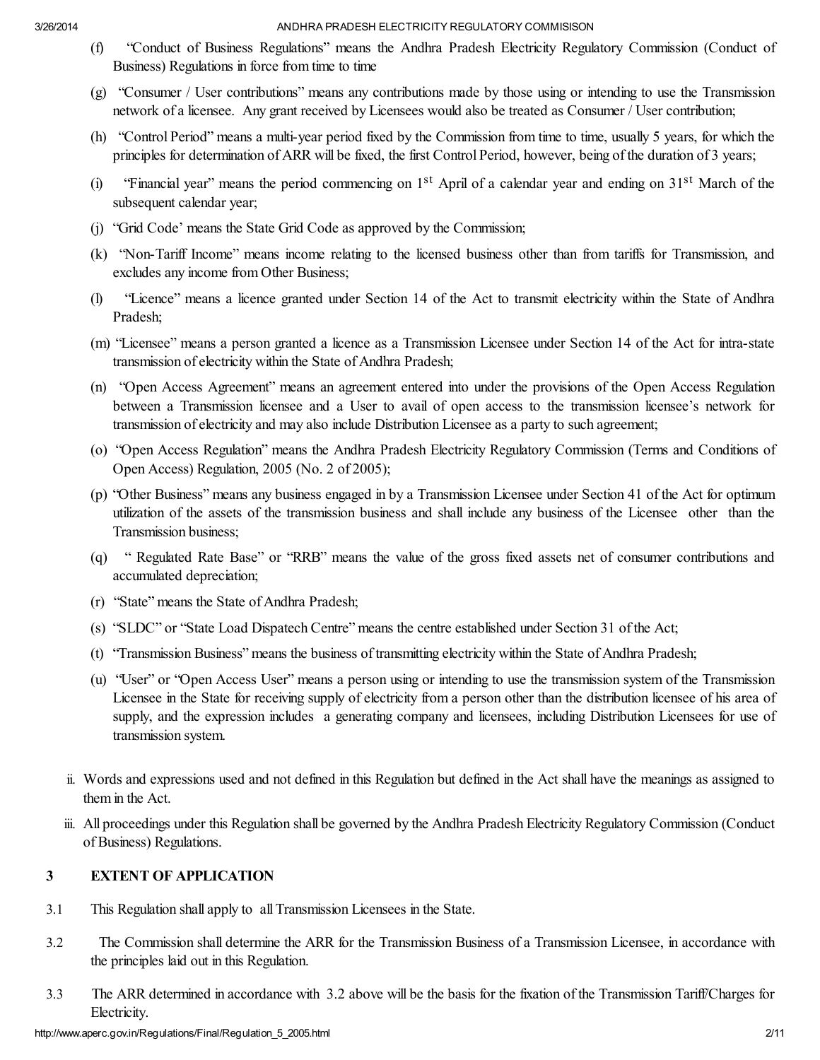(f) "Conduct of Business Regulations" means the Andhra Pradesh Electricity Regulatory Commission (Conduct of Business) Regulations in force from time to time

(g) "Consumer / User contributions" means any contributions made by those using or intending to use the Transmission network of a licensee. Any grant received by Licensees would also be treated as Consumer / User contribution;

(h) "Control Period" means a multi-year period fixed by the Commission from time to time, usually 5 years, for which the principles for determination of ARR will be fixed, the first Control Period, however, being of the duration of 3 years;

(i) "Financial year" means the period commencing on 1st April of a calendar year and ending on 31st March of the subsequent calendar year;

(j) "Grid Code' means the State Grid Code as approved by the Commission;

(k) "Non-Tariff Income" means income relating to the licensed business other than from tariffs for Transmission, and excludes any income from Other Business;

(l) "Licence" means a licence granted under Section 14 of the Act to transmit electricity within the State of Andhra Pradesh;

(m) "Licensee" means a person granted a licence as a Transmission Licensee under Section 14 of the Act for intra-state transmission of electricity within the State of Andhra Pradesh;

(n) "Open Access Agreement" means an agreement entered into under the provisions of the Open Access Regulation between a Transmission licensee and a User to avail of open access to the transmission licensee's network for transmission of electricity and may also include Distribution Licensee as a party to such agreement;

(o) "Open Access Regulation" means the Andhra Pradesh Electricity Regulatory Commission (Terms and Conditions of Open Access) Regulation, 2005 (No. 2 of 2005);

(p) "Other Business" means any business engaged in by a Transmission Licensee under Section 41 of the Act for optimum utilization of the assets of the transmission business and shall include any business of the Licensee other than the Transmission business;

(q) " Regulated Rate Base" or "RRB" means the value of the gross fixed assets net of consumer contributions and accumulated depreciation;

(r) "State" means the State of Andhra Pradesh;

(s) "SLDC" or "State Load Dispatech Centre" means the centre established under Section 31 of the Act;

(t) "Transmission Business" means the business of transmitting electricity within the State of Andhra Pradesh;

(u) "User" or "Open Access User" means a person using or intending to use the transmission system of the Transmission Licensee in the State for receiving supply of electricity from a person other than the distribution licensee of his area of supply, and the expression includes a generating company and licensees, including Distribution Licensees for use of transmission system.

ii. Words and expressions used and not defined in this Regulation but defined in the Act shall have the meanings as assigned to them in the Act.

iii. All proceedings under this Regulation shall be governed by the Andhra Pradesh Electricity Regulatory Commission (Conduct of Business) Regulations.

## 3 EXTENT OF APPLICATION

3.1 This Regulation shall apply to all Transmission Licensees in the State.

3.2 The Commission shall determine the ARR for the Transmission Business of a Transmission Licensee, in accordance with the principles laid out in this Regulation.

3.3 The ARR determined in accordance with 3.2 above will be the basis for the fixation of the Transmission Tariff/Charges for Electricity.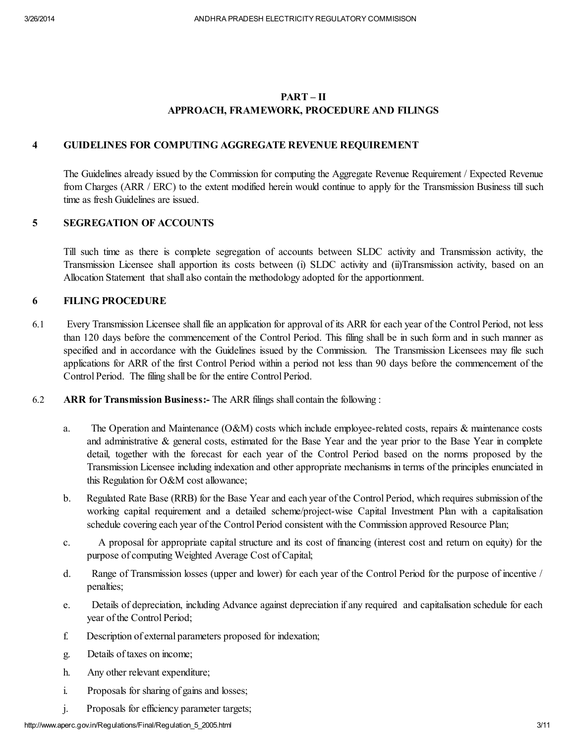# PART – II
## APPROACH, FRAMEWORK, PROCEDURE AND FILINGS

### 4 GUIDELINES FOR COMPUTING AGGREGATE REVENUE REQUIREMENT

The Guidelines already issued by the Commission for computing the Aggregate Revenue Requirement / Expected Revenue from Charges (ARR / ERC) to the extent modified herein would continue to apply for the Transmission Business till such time as fresh Guidelines are issued.

### 5 SEGREGATION OF ACCOUNTS

Till such time as there is complete segregation of accounts between SLDC activity and Transmission activity, the Transmission Licensee shall apportion its costs between (i) SLDC activity and (ii)Transmission activity, based on an Allocation Statement that shall also contain the methodology adopted for the apportionment.

### 6 FILING PROCEDURE

6.1 Every Transmission Licensee shall file an application for approval of its ARR for each year of the Control Period, not less than 120 days before the commencement of the Control Period. This filing shall be in such form and in such manner as specified and in accordance with the Guidelines issued by the Commission. The Transmission Licensees may file such applications for ARR of the first Control Period within a period not less than 90 days before the commencement of the Control Period. The filing shall be for the entire Control Period.

6.2 **ARR for Transmission Business:-** The ARR filings shall contain the following :

a. The Operation and Maintenance (O&M) costs which include employee-related costs, repairs & maintenance costs and administrative & general costs, estimated for the Base Year and the year prior to the Base Year in complete detail, together with the forecast for each year of the Control Period based on the norms proposed by the Transmission Licensee including indexation and other appropriate mechanisms in terms of the principles enunciated in this Regulation for O&M cost allowance;

b. Regulated Rate Base (RRB) for the Base Year and each year of the Control Period, which requires submission of the working capital requirement and a detailed scheme/project-wise Capital Investment Plan with a capitalisation schedule covering each year of the Control Period consistent with the Commission approved Resource Plan;

c. A proposal for appropriate capital structure and its cost of financing (interest cost and return on equity) for the purpose of computing Weighted Average Cost of Capital;

d. Range of Transmission losses (upper and lower) for each year of the Control Period for the purpose of incentive / penalties;

e. Details of depreciation, including Advance against depreciation if any required and capitalisation schedule for each year of the Control Period;

f. Description of external parameters proposed for indexation;

g. Details of taxes on income;

h. Any other relevant expenditure;

i. Proposals for sharing of gains and losses;

j. Proposals for efficiency parameter targets;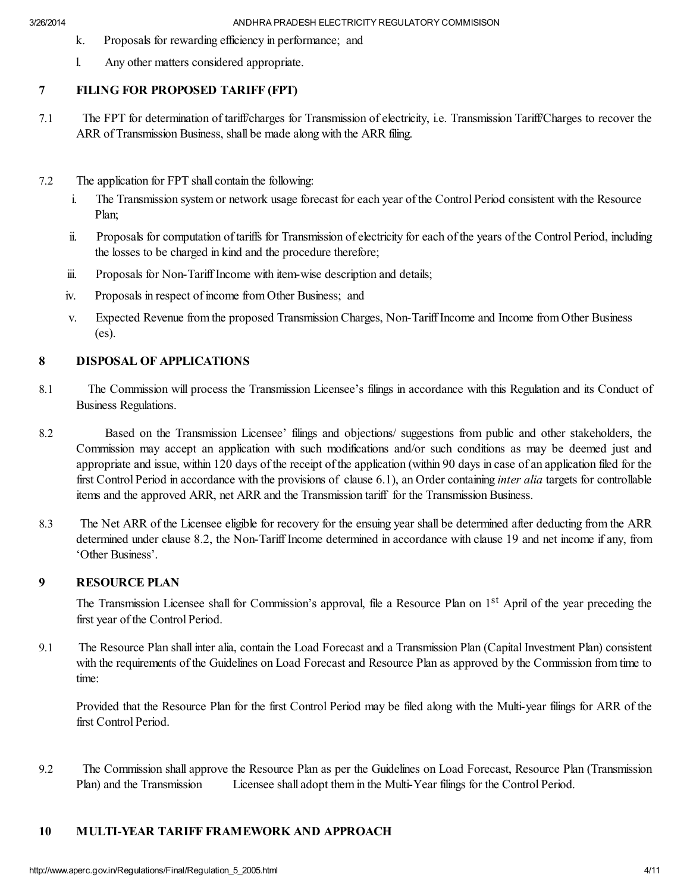k. Proposals for rewarding efficiency in performance; and

l. Any other matters considered appropriate.

## 7 FILING FOR PROPOSED TARIFF (FPT)

7.1 The FPT for determination of tariff/charges for Transmission of electricity, i.e. Transmission Tariff/Charges to recover the ARR of Transmission Business, shall be made along with the ARR filing.

7.2 The application for FPT shall contain the following:

i. The Transmission system or network usage forecast for each year of the Control Period consistent with the Resource Plan;

ii. Proposals for computation of tariffs for Transmission of electricity for each of the years of the Control Period, including the losses to be charged in kind and the procedure therefore;

iii. Proposals for Non-Tariff Income with item-wise description and details;

iv. Proposals in respect of income from Other Business; and

v. Expected Revenue from the proposed Transmission Charges, Non-Tariff Income and Income from Other Business (es).

## 8 DISPOSAL OF APPLICATIONS

8.1 The Commission will process the Transmission Licensee's filings in accordance with this Regulation and its Conduct of Business Regulations.

8.2 Based on the Transmission Licensee' filings and objections/ suggestions from public and other stakeholders, the Commission may accept an application with such modifications and/or such conditions as may be deemed just and appropriate and issue, within 120 days of the receipt of the application (within 90 days in case of an application filed for the first Control Period in accordance with the provisions of clause 6.1), an Order containing *inter alia* targets for controllable items and the approved ARR, net ARR and the Transmission tariff for the Transmission Business.

8.3 The Net ARR of the Licensee eligible for recovery for the ensuing year shall be determined after deducting from the ARR determined under clause 8.2, the Non-Tariff Income determined in accordance with clause 19 and net income if any, from 'Other Business'.

## 9 RESOURCE PLAN

The Transmission Licensee shall for Commission's approval, file a Resource Plan on 1st April of the year preceding the first year of the Control Period.

9.1 The Resource Plan shall inter alia, contain the Load Forecast and a Transmission Plan (Capital Investment Plan) consistent with the requirements of the Guidelines on Load Forecast and Resource Plan as approved by the Commission from time to time:

Provided that the Resource Plan for the first Control Period may be filed along with the Multi-year filings for ARR of the first Control Period.

9.2 The Commission shall approve the Resource Plan as per the Guidelines on Load Forecast, Resource Plan (Transmission Plan) and the Transmission Licensee shall adopt them in the Multi-Year filings for the Control Period.

## 10 MULTI-YEAR TARIFF FRAMEWORK AND APPROACH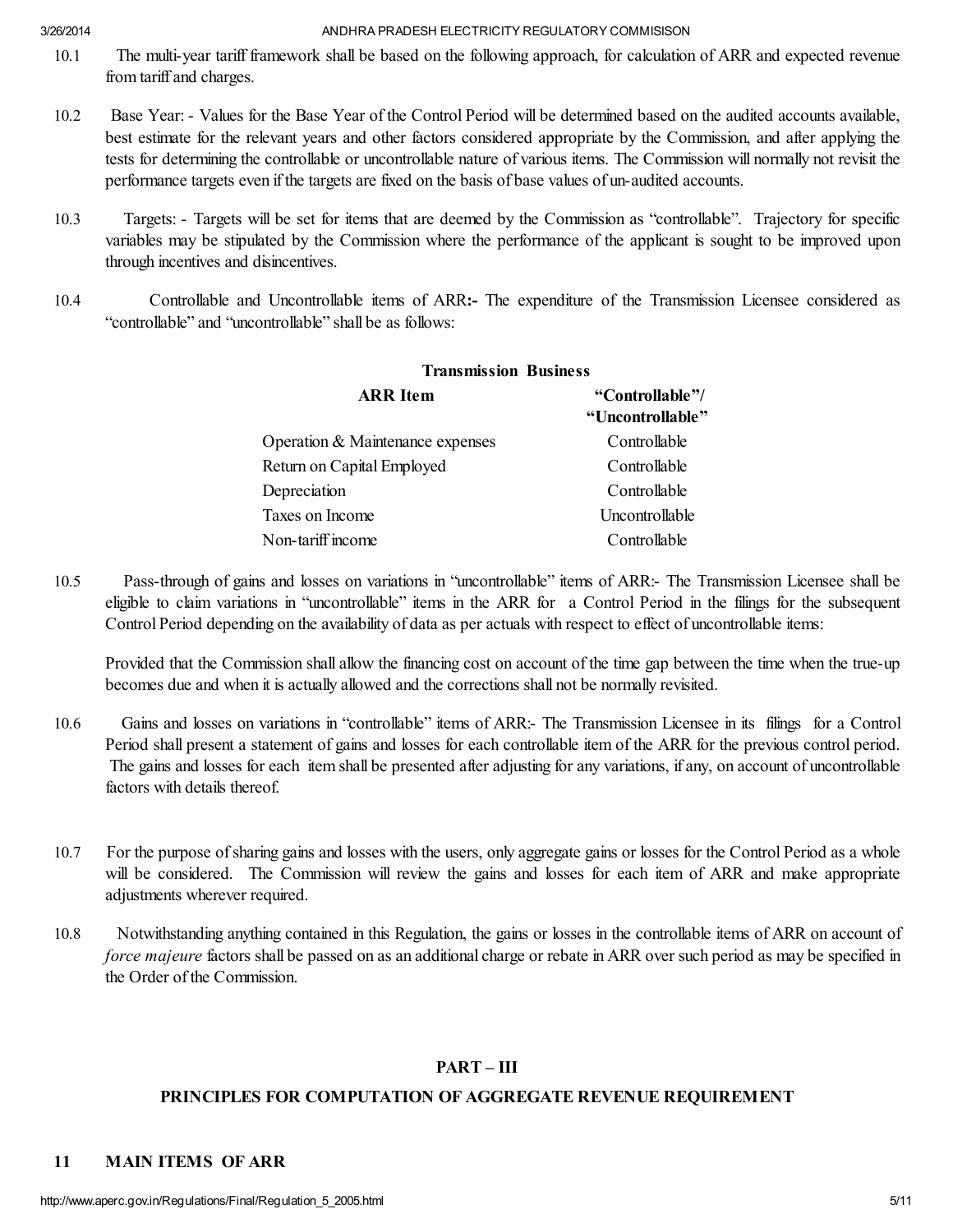10.1 The multi-year tariff framework shall be based on the following approach, for calculation of ARR and expected revenue from tariff and charges.

10.2 Base Year: - Values for the Base Year of the Control Period will be determined based on the audited accounts available, best estimate for the relevant years and other factors considered appropriate by the Commission, and after applying the tests for determining the controllable or uncontrollable nature of various items. The Commission will normally not revisit the performance targets even if the targets are fixed on the basis of base values of un-audited accounts.

10.3 Targets: - Targets will be set for items that are deemed by the Commission as "controllable". Trajectory for specific variables may be stipulated by the Commission where the performance of the applicant is sought to be improved upon through incentives and disincentives.

10.4 Controllable and Uncontrollable items of ARR**:-** The expenditure of the Transmission Licensee considered as "controllable" and "uncontrollable" shall be as follows:

**Transmission Business**

| **ARR Item** | **"Controllable"/ "Uncontrollable"** |
|---|---|
| Operation & Maintenance expenses | Controllable |
| Return on Capital Employed | Controllable |
| Depreciation | Controllable |
| Taxes on Income | Uncontrollable |
| Non-tariff income | Controllable |

10.5 Pass-through of gains and losses on variations in "uncontrollable" items of ARR:- The Transmission Licensee shall be eligible to claim variations in "uncontrollable" items in the ARR for a Control Period in the filings for the subsequent Control Period depending on the availability of data as per actuals with respect to effect of uncontrollable items:

Provided that the Commission shall allow the financing cost on account of the time gap between the time when the true-up becomes due and when it is actually allowed and the corrections shall not be normally revisited.

10.6 Gains and losses on variations in "controllable" items of ARR:- The Transmission Licensee in its filings for a Control Period shall present a statement of gains and losses for each controllable item of the ARR for the previous control period. The gains and losses for each item shall be presented after adjusting for any variations, if any, on account of uncontrollable factors with details thereof.

10.7 For the purpose of sharing gains and losses with the users, only aggregate gains or losses for the Control Period as a whole will be considered. The Commission will review the gains and losses for each item of ARR and make appropriate adjustments wherever required.

10.8 Notwithstanding anything contained in this Regulation, the gains or losses in the controllable items of ARR on account of *force majeure* factors shall be passed on as an additional charge or rebate in ARR over such period as may be specified in the Order of the Commission.

## PART – III

## PRINCIPLES FOR COMPUTATION OF AGGREGATE REVENUE REQUIREMENT

### 11 MAIN ITEMS OF ARR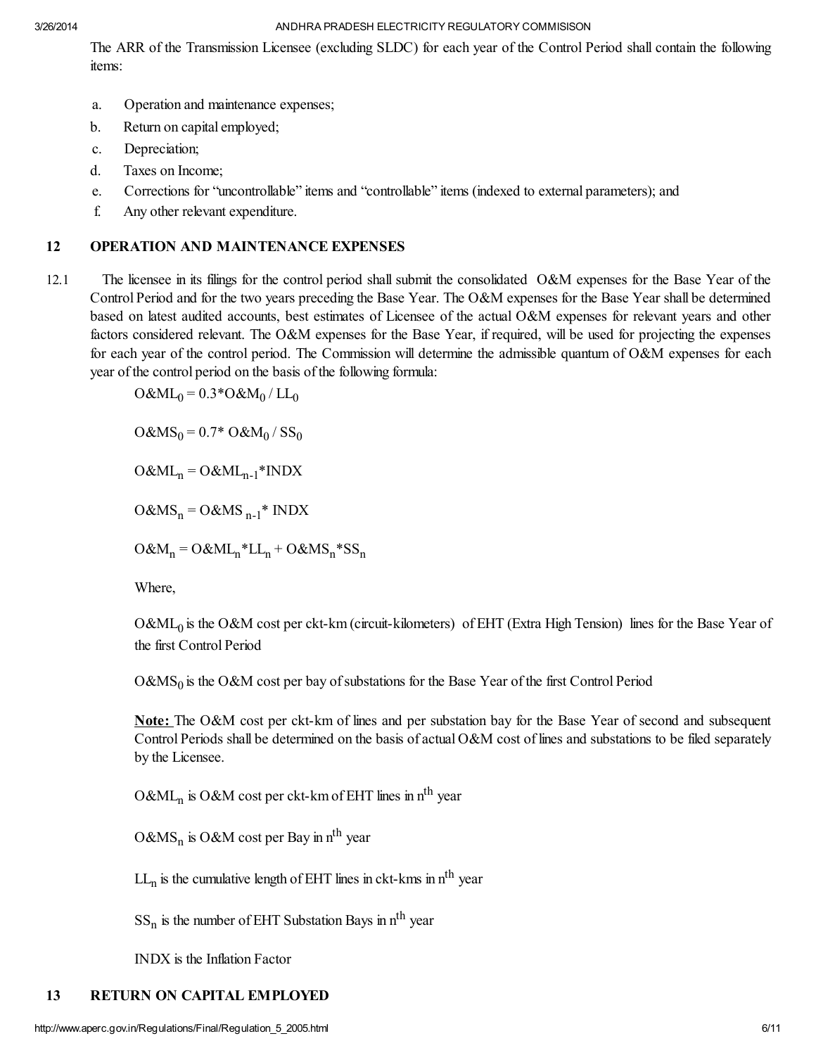The ARR of the Transmission Licensee (excluding SLDC) for each year of the Control Period shall contain the following items:

a. Operation and maintenance expenses;
b. Return on capital employed;
c. Depreciation;
d. Taxes on Income;
e. Corrections for "uncontrollable" items and "controllable" items (indexed to external parameters); and
f. Any other relevant expenditure.

## 12 OPERATION AND MAINTENANCE EXPENSES

12.1 The licensee in its filings for the control period shall submit the consolidated O&M expenses for the Base Year of the Control Period and for the two years preceding the Base Year. The O&M expenses for the Base Year shall be determined based on latest audited accounts, best estimates of Licensee of the actual O&M expenses for relevant years and other factors considered relevant. The O&M expenses for the Base Year, if required, will be used for projecting the expenses for each year of the control period. The Commission will determine the admissible quantum of O&M expenses for each year of the control period on the basis of the following formula:

$$O\&ML_0 = 0.3*O\&M_0 / LL_0$$

$$O\&MS_0 = 0.7* O\&M_0 / SS_0$$

$$O\&ML_n = O\&ML_{n-1}*INDX$$

$$O\&MS_n = O\&MS_{n-1}* INDX$$

$$O\&M_n = O\&ML_n*LL_n + O\&MS_n*SS_n$$

Where,

$O\&ML_0$ is the O&M cost per ckt-km (circuit-kilometers) of EHT (Extra High Tension) lines for the Base Year of the first Control Period

$O\&MS_0$ is the O&M cost per bay of substations for the Base Year of the first Control Period

**Note:** The O&M cost per ckt-km of lines and per substation bay for the Base Year of second and subsequent Control Periods shall be determined on the basis of actual O&M cost of lines and substations to be filed separately by the Licensee.

$O\&ML_n$ is O&M cost per ckt-km of EHT lines in $n^{th}$ year

$O\&MS_n$ is O&M cost per Bay in $n^{th}$ year

$LL_n$ is the cumulative length of EHT lines in ckt-kms in $n^{th}$ year

$SS_n$ is the number of EHT Substation Bays in $n^{th}$ year

INDX is the Inflation Factor

## 13 RETURN ON CAPITAL EMPLOYED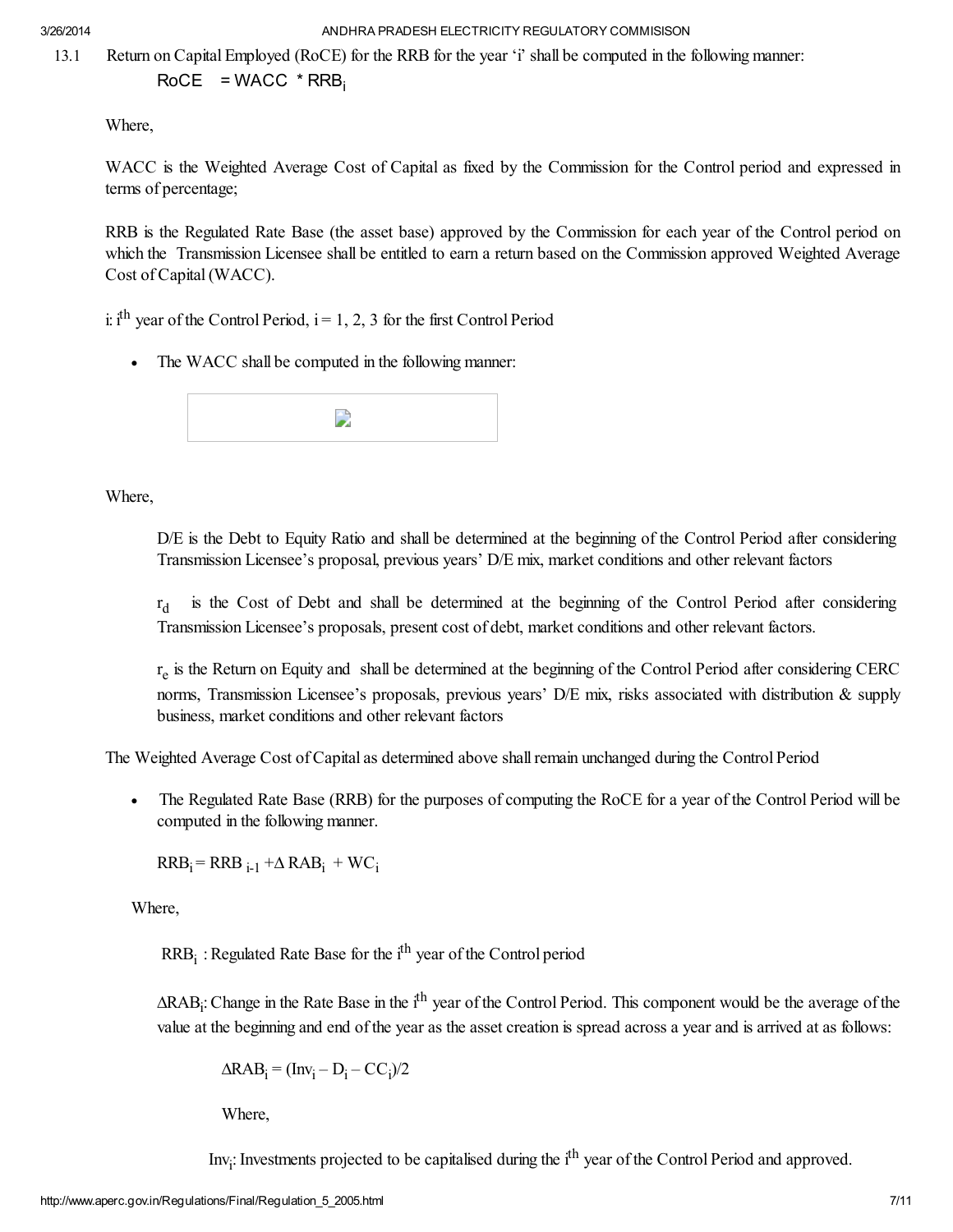13.1 Return on Capital Employed (RoCE) for the RRB for the year 'i' shall be computed in the following manner:

$$RoCE = WACC * RRB_i$$

Where,

WACC is the Weighted Average Cost of Capital as fixed by the Commission for the Control period and expressed in terms of percentage;

RRB is the Regulated Rate Base (the asset base) approved by the Commission for each year of the Control period on which the Transmission Licensee shall be entitled to earn a return based on the Commission approved Weighted Average Cost of Capital (WACC).

i: $i^{th}$ year of the Control Period, i = 1, 2, 3 for the first Control Period

- The WACC shall be computed in the following manner:

Where,

> D/E is the Debt to Equity Ratio and shall be determined at the beginning of the Control Period after considering Transmission Licensee's proposal, previous years' D/E mix, market conditions and other relevant factors
>
> $r_d$ is the Cost of Debt and shall be determined at the beginning of the Control Period after considering Transmission Licensee's proposals, present cost of debt, market conditions and other relevant factors.
>
> $r_e$ is the Return on Equity and shall be determined at the beginning of the Control Period after considering CERC norms, Transmission Licensee's proposals, previous years' D/E mix, risks associated with distribution & supply business, market conditions and other relevant factors

The Weighted Average Cost of Capital as determined above shall remain unchanged during the Control Period

- The Regulated Rate Base (RRB) for the purposes of computing the RoCE for a year of the Control Period will be computed in the following manner.

$$RRB_i = RRB_{i-1} + \Delta RAB_i + WC_i$$

Where,

> $RRB_i$ : Regulated Rate Base for the $i^{th}$ year of the Control period
>
> $\Delta RAB_i$: Change in the Rate Base in the $i^{th}$ year of the Control Period. This component would be the average of the value at the beginning and end of the year as the asset creation is spread across a year and is arrived at as follows:
>
> $$\Delta RAB_i = (Inv_i - D_i - CC_i)/2$$
>
> Where,
>
> $Inv_i$: Investments projected to be capitalised during the $i^{th}$ year of the Control Period and approved.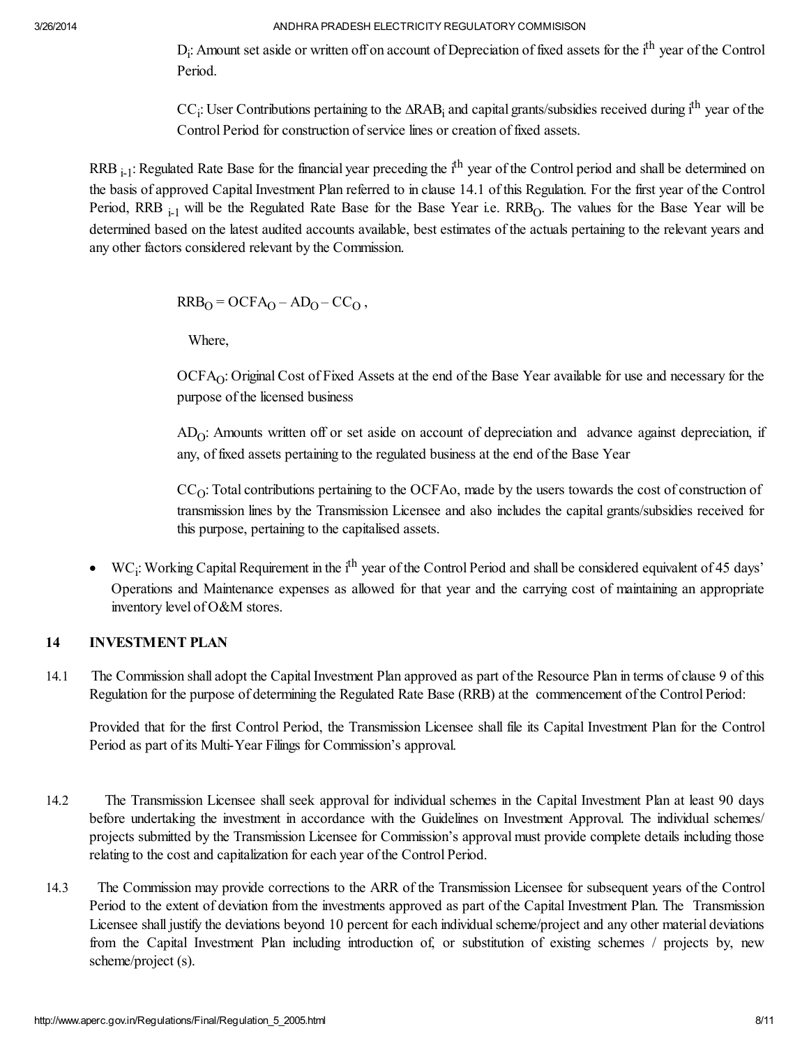$D_i$: Amount set aside or written off on account of Depreciation of fixed assets for the $i^{th}$ year of the Control Period.

$CC_i$: User Contributions pertaining to the $\Delta RAB_i$ and capital grants/subsidies received during $i^{th}$ year of the Control Period for construction of service lines or creation of fixed assets.

$RRB_{i-1}$: Regulated Rate Base for the financial year preceding the $i^{th}$ year of the Control period and shall be determined on the basis of approved Capital Investment Plan referred to in clause 14.1 of this Regulation. For the first year of the Control Period, $RRB_{i-1}$ will be the Regulated Rate Base for the Base Year i.e. $RRB_O$. The values for the Base Year will be determined based on the latest audited accounts available, best estimates of the actuals pertaining to the relevant years and any other factors considered relevant by the Commission.

$$RRB_O = OCFA_O - AD_O - CC_O ,$$

Where,

$OCFA_O$: Original Cost of Fixed Assets at the end of the Base Year available for use and necessary for the purpose of the licensed business

$AD_O$: Amounts written off or set aside on account of depreciation and advance against depreciation, if any, of fixed assets pertaining to the regulated business at the end of the Base Year

$CC_O$: Total contributions pertaining to the OCFAo, made by the users towards the cost of construction of transmission lines by the Transmission Licensee and also includes the capital grants/subsidies received for this purpose, pertaining to the capitalised assets.

- $WC_i$: Working Capital Requirement in the $i^{th}$ year of the Control Period and shall be considered equivalent of 45 days' Operations and Maintenance expenses as allowed for that year and the carrying cost of maintaining an appropriate inventory level of O&M stores.

## 14 INVESTMENT PLAN

14.1 The Commission shall adopt the Capital Investment Plan approved as part of the Resource Plan in terms of clause 9 of this Regulation for the purpose of determining the Regulated Rate Base (RRB) at the commencement of the Control Period:

Provided that for the first Control Period, the Transmission Licensee shall file its Capital Investment Plan for the Control Period as part of its Multi-Year Filings for Commission's approval.

14.2 The Transmission Licensee shall seek approval for individual schemes in the Capital Investment Plan at least 90 days before undertaking the investment in accordance with the Guidelines on Investment Approval. The individual schemes/ projects submitted by the Transmission Licensee for Commission's approval must provide complete details including those relating to the cost and capitalization for each year of the Control Period.

14.3 The Commission may provide corrections to the ARR of the Transmission Licensee for subsequent years of the Control Period to the extent of deviation from the investments approved as part of the Capital Investment Plan. The Transmission Licensee shall justify the deviations beyond 10 percent for each individual scheme/project and any other material deviations from the Capital Investment Plan including introduction of, or substitution of existing schemes / projects by, new scheme/project (s).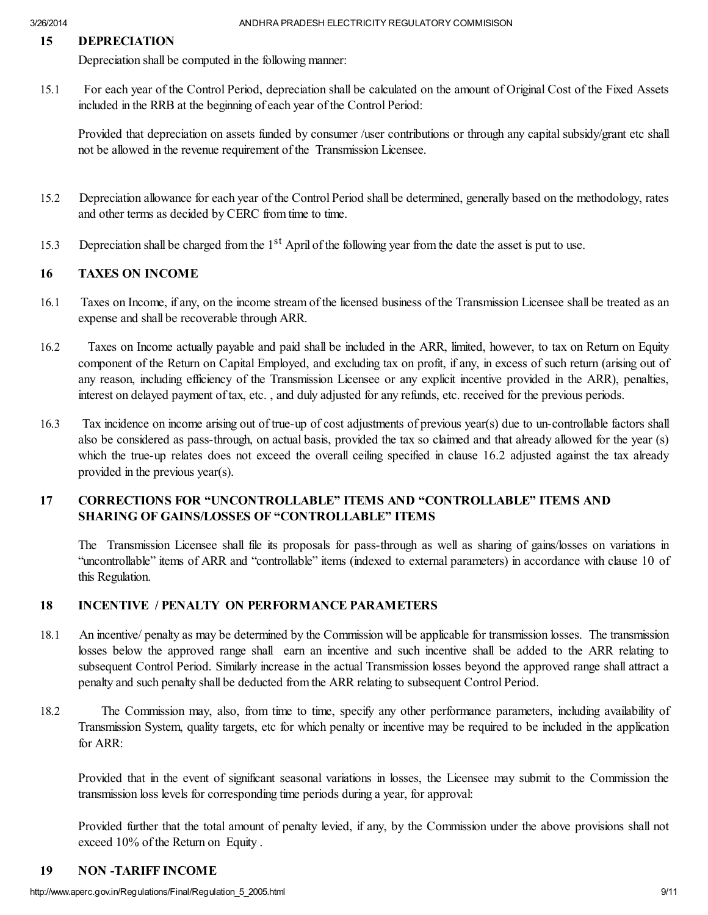## 15 DEPRECIATION

Depreciation shall be computed in the following manner:

15.1 For each year of the Control Period, depreciation shall be calculated on the amount of Original Cost of the Fixed Assets included in the RRB at the beginning of each year of the Control Period:

Provided that depreciation on assets funded by consumer /user contributions or through any capital subsidy/grant etc shall not be allowed in the revenue requirement of the Transmission Licensee.

15.2 Depreciation allowance for each year of the Control Period shall be determined, generally based on the methodology, rates and other terms as decided by CERC from time to time.

15.3 Depreciation shall be charged from the 1st April of the following year from the date the asset is put to use.

## 16 TAXES ON INCOME

16.1 Taxes on Income, if any, on the income stream of the licensed business of the Transmission Licensee shall be treated as an expense and shall be recoverable through ARR.

16.2 Taxes on Income actually payable and paid shall be included in the ARR, limited, however, to tax on Return on Equity component of the Return on Capital Employed, and excluding tax on profit, if any, in excess of such return (arising out of any reason, including efficiency of the Transmission Licensee or any explicit incentive provided in the ARR), penalties, interest on delayed payment of tax, etc. , and duly adjusted for any refunds, etc. received for the previous periods.

16.3 Tax incidence on income arising out of true-up of cost adjustments of previous year(s) due to un-controllable factors shall also be considered as pass-through, on actual basis, provided the tax so claimed and that already allowed for the year (s) which the true-up relates does not exceed the overall ceiling specified in clause 16.2 adjusted against the tax already provided in the previous year(s).

## 17 CORRECTIONS FOR "UNCONTROLLABLE" ITEMS AND "CONTROLLABLE" ITEMS AND SHARING OF GAINS/LOSSES OF "CONTROLLABLE" ITEMS

The Transmission Licensee shall file its proposals for pass-through as well as sharing of gains/losses on variations in "uncontrollable" items of ARR and "controllable" items (indexed to external parameters) in accordance with clause 10 of this Regulation.

## 18 INCENTIVE / PENALTY ON PERFORMANCE PARAMETERS

18.1 An incentive/ penalty as may be determined by the Commission will be applicable for transmission losses. The transmission losses below the approved range shall earn an incentive and such incentive shall be added to the ARR relating to subsequent Control Period. Similarly increase in the actual Transmission losses beyond the approved range shall attract a penalty and such penalty shall be deducted from the ARR relating to subsequent Control Period.

18.2 The Commission may, also, from time to time, specify any other performance parameters, including availability of Transmission System, quality targets, etc for which penalty or incentive may be required to be included in the application for ARR:

Provided that in the event of significant seasonal variations in losses, the Licensee may submit to the Commission the transmission loss levels for corresponding time periods during a year, for approval:

Provided further that the total amount of penalty levied, if any, by the Commission under the above provisions shall not exceed 10% of the Return on Equity .

## 19 NON -TARIFF INCOME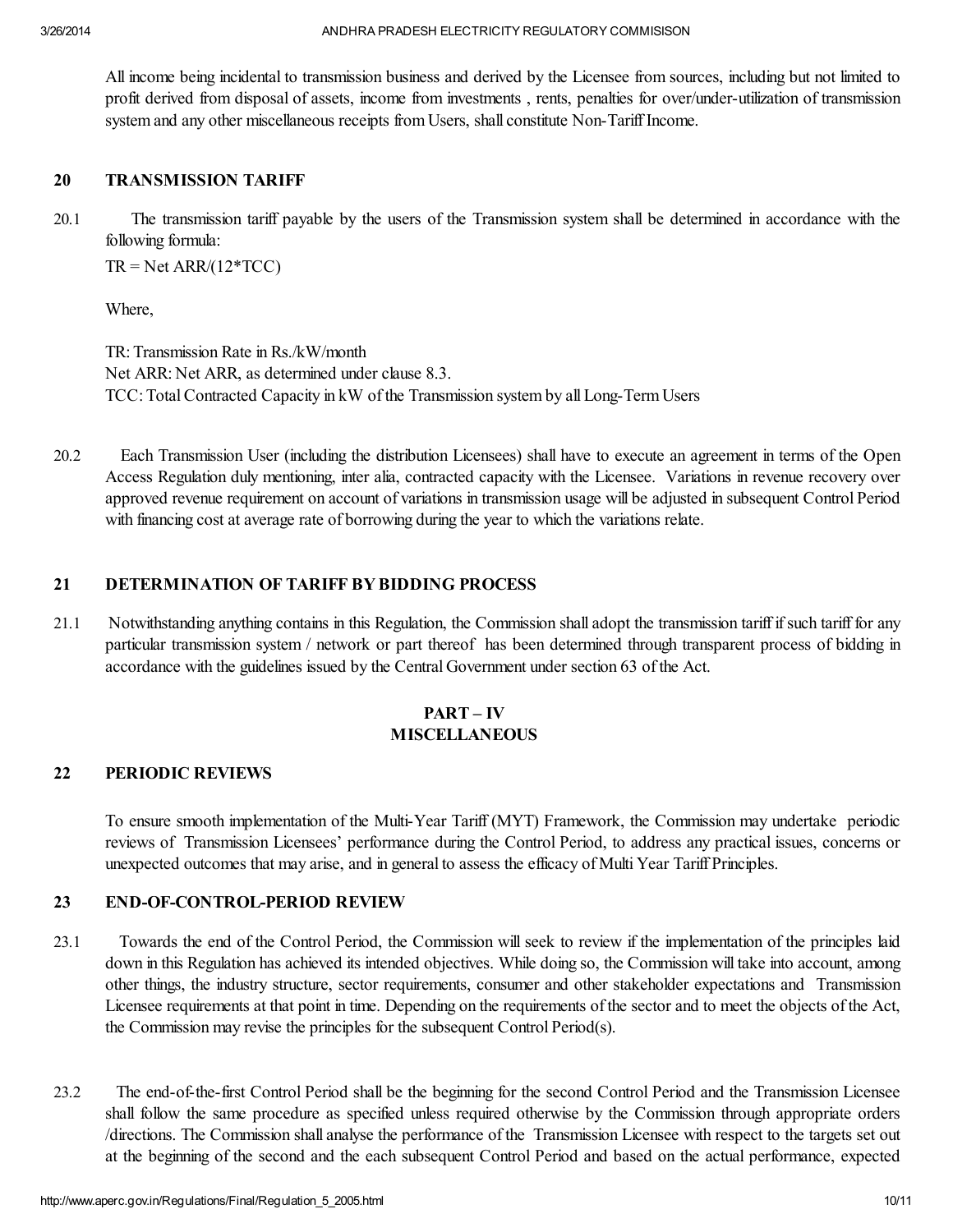All income being incidental to transmission business and derived by the Licensee from sources, including but not limited to profit derived from disposal of assets, income from investments , rents, penalties for over/under-utilization of transmission system and any other miscellaneous receipts from Users, shall constitute Non-Tariff Income.

## 20 TRANSMISSION TARIFF

20.1 The transmission tariff payable by the users of the Transmission system shall be determined in accordance with the following formula:

$TR = Net\ ARR/(12*TCC)$

Where,

TR: Transmission Rate in Rs./kW/month
Net ARR: Net ARR, as determined under clause 8.3.
TCC: Total Contracted Capacity in kW of the Transmission system by all Long-Term Users

20.2 Each Transmission User (including the distribution Licensees) shall have to execute an agreement in terms of the Open Access Regulation duly mentioning, inter alia, contracted capacity with the Licensee. Variations in revenue recovery over approved revenue requirement on account of variations in transmission usage will be adjusted in subsequent Control Period with financing cost at average rate of borrowing during the year to which the variations relate.

## 21 DETERMINATION OF TARIFF BY BIDDING PROCESS

21.1 Notwithstanding anything contains in this Regulation, the Commission shall adopt the transmission tariff if such tariff for any particular transmission system / network or part thereof has been determined through transparent process of bidding in accordance with the guidelines issued by the Central Government under section 63 of the Act.

# PART – IV
# MISCELLANEOUS

## 22 PERIODIC REVIEWS

To ensure smooth implementation of the Multi-Year Tariff (MYT) Framework, the Commission may undertake periodic reviews of Transmission Licensees' performance during the Control Period, to address any practical issues, concerns or unexpected outcomes that may arise, and in general to assess the efficacy of Multi Year Tariff Principles.

## 23 END-OF-CONTROL-PERIOD REVIEW

23.1 Towards the end of the Control Period, the Commission will seek to review if the implementation of the principles laid down in this Regulation has achieved its intended objectives. While doing so, the Commission will take into account, among other things, the industry structure, sector requirements, consumer and other stakeholder expectations and Transmission Licensee requirements at that point in time. Depending on the requirements of the sector and to meet the objects of the Act, the Commission may revise the principles for the subsequent Control Period(s).

23.2 The end-of-the-first Control Period shall be the beginning for the second Control Period and the Transmission Licensee shall follow the same procedure as specified unless required otherwise by the Commission through appropriate orders /directions. The Commission shall analyse the performance of the Transmission Licensee with respect to the targets set out at the beginning of the second and the each subsequent Control Period and based on the actual performance, expected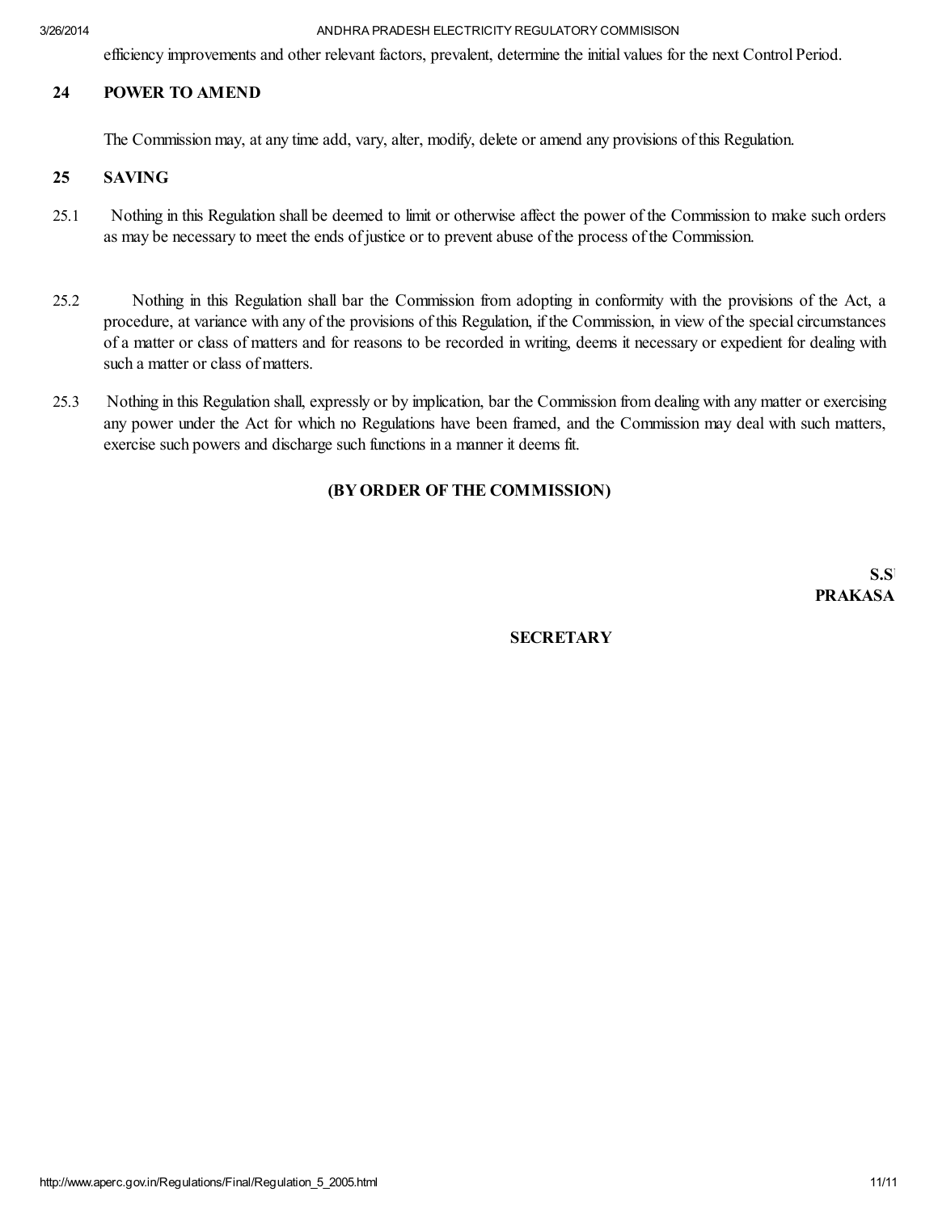efficiency improvements and other relevant factors, prevalent, determine the initial values for the next Control Period.

## 24 POWER TO AMEND

The Commission may, at any time add, vary, alter, modify, delete or amend any provisions of this Regulation.

## 25 SAVING

25.1 Nothing in this Regulation shall be deemed to limit or otherwise affect the power of the Commission to make such orders as may be necessary to meet the ends of justice or to prevent abuse of the process of the Commission.

25.2 Nothing in this Regulation shall bar the Commission from adopting in conformity with the provisions of the Act, a procedure, at variance with any of the provisions of this Regulation, if the Commission, in view of the special circumstances of a matter or class of matters and for reasons to be recorded in writing, deems it necessary or expedient for dealing with such a matter or class of matters.

25.3 Nothing in this Regulation shall, expressly or by implication, bar the Commission from dealing with any matter or exercising any power under the Act for which no Regulations have been framed, and the Commission may deal with such matters, exercise such powers and discharge such functions in a manner it deems fit.

**(BY ORDER OF THE COMMISSION)**

**S.S**
**PRAKASA**

**SECRETARY**